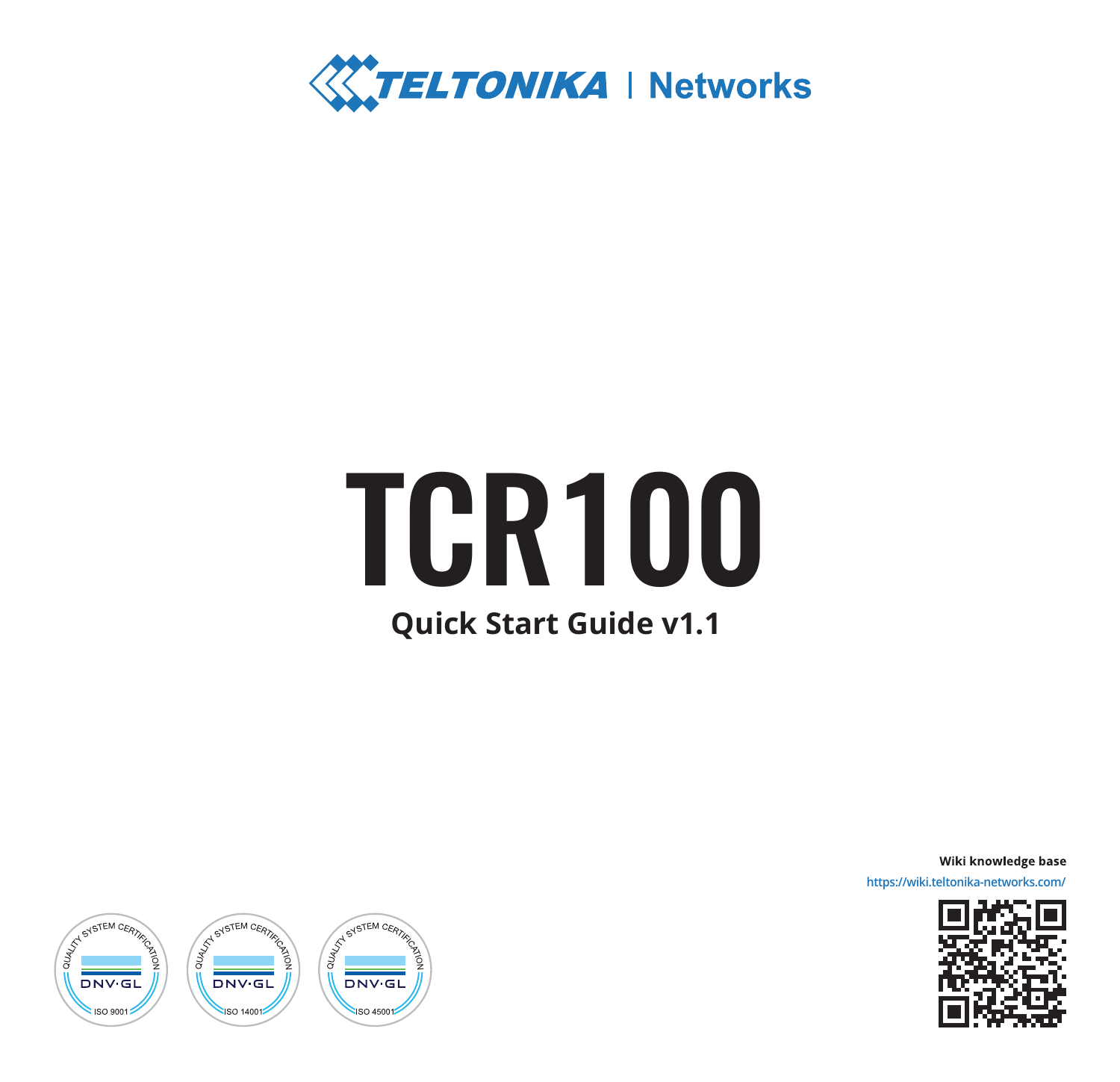TELTONIKA | Networks

# TCR100

## Quick Start Guide v1.1

**Wiki knowledge base**

https://wiki.teltonika-networks.com/

QUALITY SYSTEM CERTIFICATION DNV·GL ISO 9001

QUALITY SYSTEM CERTIFICATION DNV·GL ISO 14001

QUALITY SYSTEM CERTIFICATION DNV·GL ISO 45001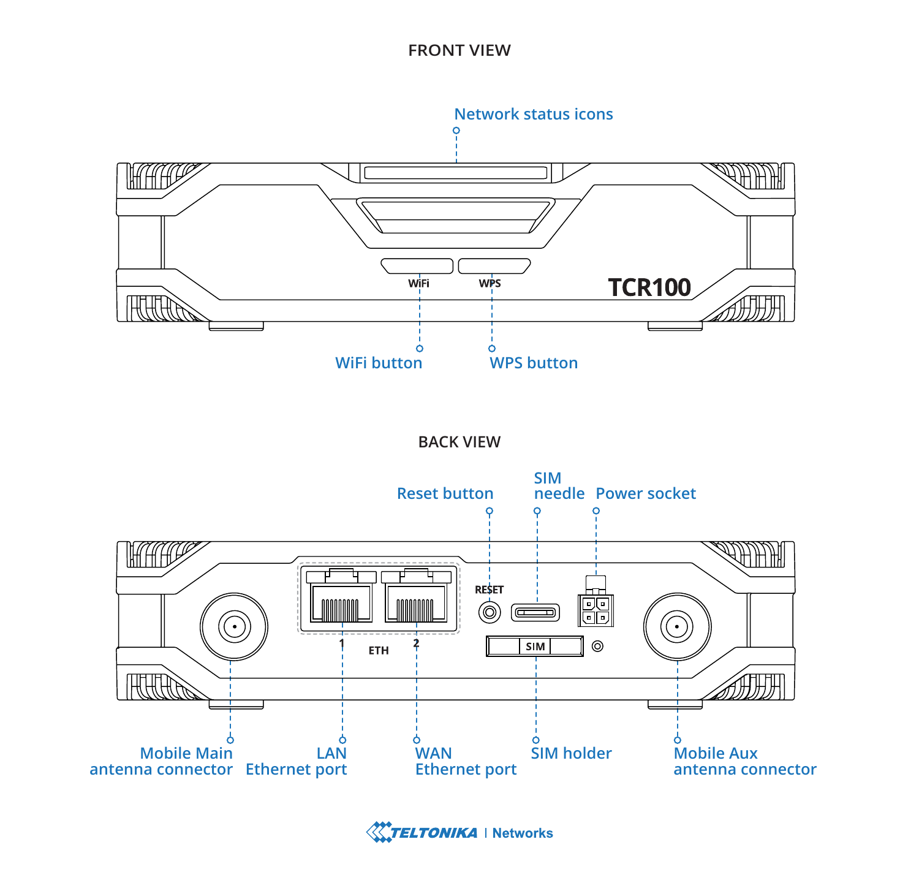## FRONT VIEW

- Network status icons
- WiFi button
- WPS button

## BACK VIEW

- Reset button
- SIM needle
- Power socket
- Mobile Main antenna connector
- LAN Ethernet port
- WAN Ethernet port
- SIM holder
- Mobile Aux antenna connector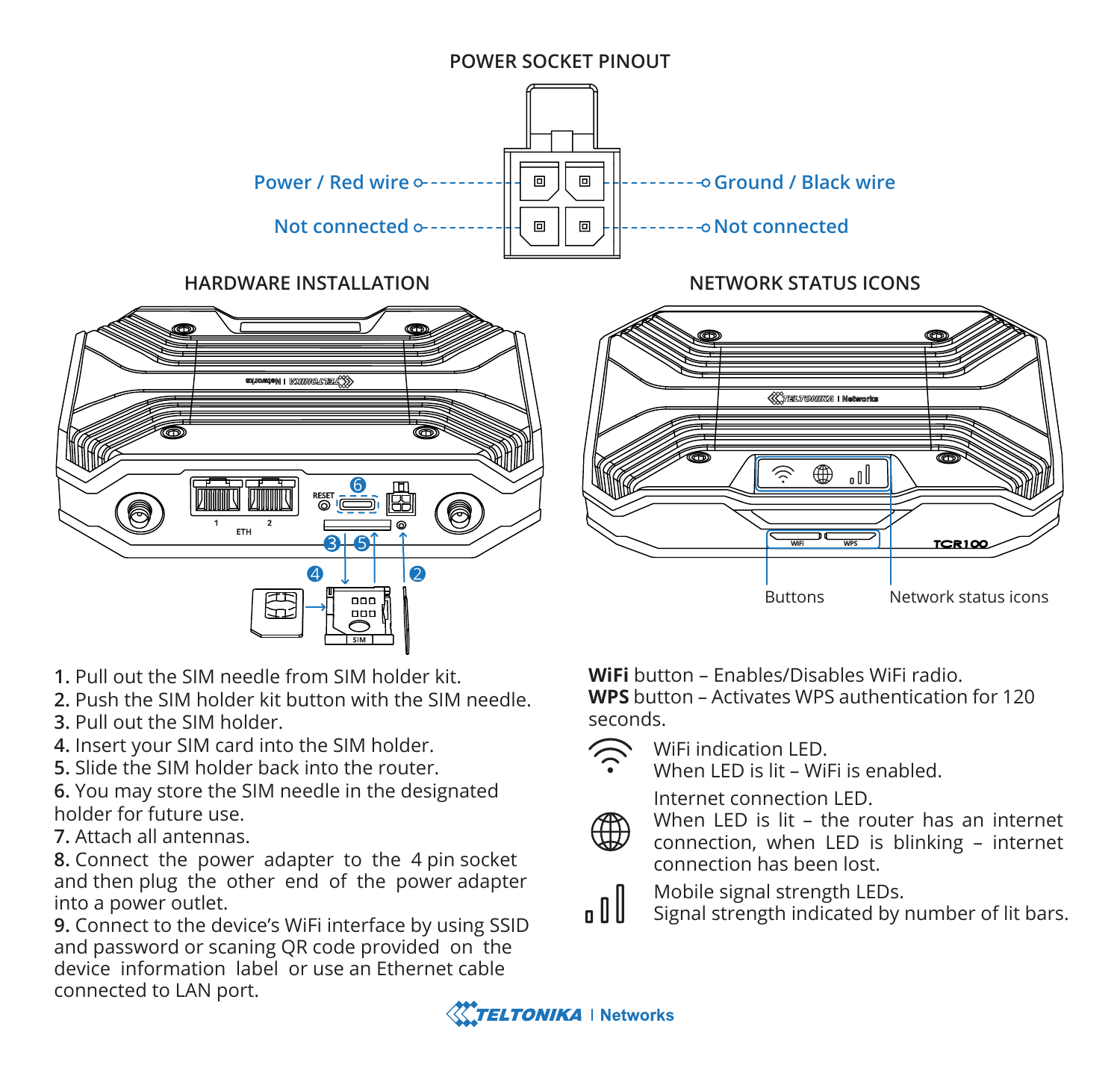## POWER SOCKET PINOUT

Power / Red wire

Ground / Black wire

Not connected

Not connected

## HARDWARE INSTALLATION

RESET

ETH

SIM

1. Pull out the SIM needle from SIM holder kit.
2. Push the SIM holder kit button with the SIM needle.
3. Pull out the SIM holder.
4. Insert your SIM card into the SIM holder.
5. Slide the SIM holder back into the router.
6. You may store the SIM needle in the designated holder for future use.
7. Attach all antennas.
8. Connect the power adapter to the 4 pin socket and then plug the other end of the power adapter into a power outlet.
9. Connect to the device's WiFi interface by using SSID and password or scaning QR code provided on the device information label or use an Ethernet cable connected to LAN port.

## NETWORK STATUS ICONS

WiFi

WPS

TCR100

Buttons

Network status icons

**WiFi** button – Enables/Disables WiFi radio.
**WPS** button – Activates WPS authentication for 120 seconds.

WiFi indication LED.
When LED is lit – WiFi is enabled.

Internet connection LED.
When LED is lit – the router has an internet connection, when LED is blinking – internet connection has been lost.

Mobile signal strength LEDs.
Signal strength indicated by number of lit bars.

TELTONIKA | Networks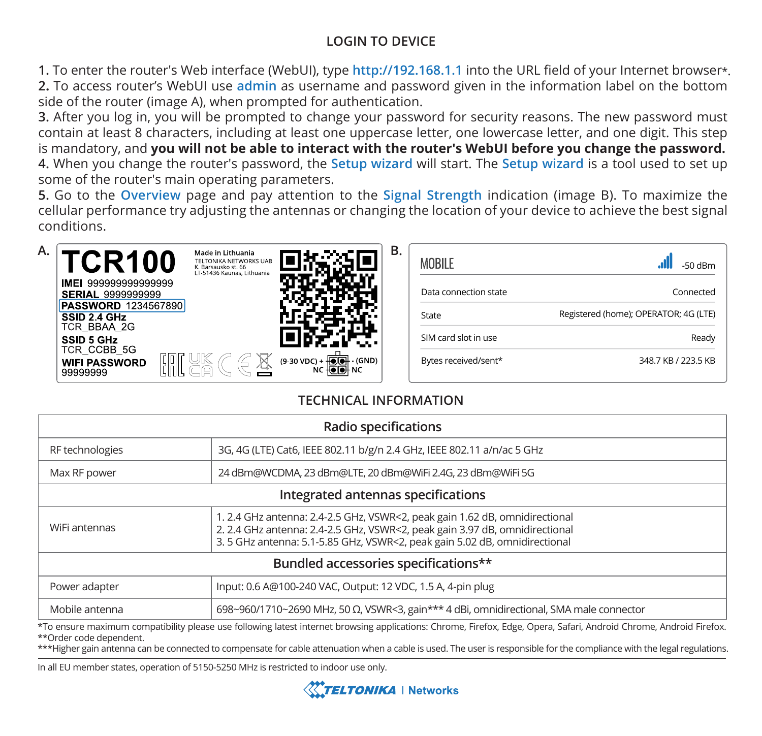## LOGIN TO DEVICE

**1.** To enter the router's Web interface (WebUI), type **http://192.168.1.1** into the URL field of your Internet browser*.
**2.** To access router's WebUI use **admin** as username and password given in the information label on the bottom side of the router (image A), when prompted for authentication.
**3.** After you log in, you will be prompted to change your password for security reasons. The new password must contain at least 8 characters, including at least one uppercase letter, one lowercase letter, and one digit. This step is mandatory, and **you will not be able to interact with the router's WebUI before you change the password.**
**4.** When you change the router's password, the **Setup wizard** will start. The **Setup wizard** is a tool used to set up some of the router's main operating parameters.
**5.** Go to the **Overview** page and pay attention to the **Signal Strength** indication (image B). To maximize the cellular performance try adjusting the antennas or changing the location of your device to achieve the best signal conditions.

**A.**

TCR100
IMEI 999999999999999
SERIAL 9999999999
PASSWORD 1234567890
SSID 2.4 GHz
TCR_BBAA_2G
SSID 5 GHz
TCR_CCBB_5G
WIFI PASSWORD
99999999

Made in Lithuania
TELTONIKA NETWORKS UAB
K. Barsausko st. 66
LT-51436 Kaunas, Lithuania

(9-30 VDC) + - (GND)
NC NC

**B.**

MOBILE -50 dBm

| | |
|---|---|
| Data connection state | Connected |
| State | Registered (home); OPERATOR; 4G (LTE) |
| SIM card slot in use | Ready |
| Bytes received/sent* | 348.7 KB / 223.5 KB |

## TECHNICAL INFORMATION

| Radio specifications | |
|---|---|
| RF technologies | 3G, 4G (LTE) Cat6, IEEE 802.11 b/g/n 2.4 GHz, IEEE 802.11 a/n/ac 5 GHz |
| Max RF power | 24 dBm@WCDMA, 23 dBm@LTE, 20 dBm@WiFi 2.4G, 23 dBm@WiFi 5G |
| **Integrated antennas specifications** | |
| WiFi antennas | 1. 2.4 GHz antenna: 2.4-2.5 GHz, VSWR<2, peak gain 1.62 dB, omnidirectional<br>2. 2.4 GHz antenna: 2.4-2.5 GHz, VSWR<2, peak gain 3.97 dB, omnidirectional<br>3. 5 GHz antenna: 5.1-5.85 GHz, VSWR<2, peak gain 5.02 dB, omnidirectional |
| **Bundled accessories specifications**** | |
| Power adapter | Input: 0.6 A@100-240 VAC, Output: 12 VDC, 1.5 A, 4-pin plug |
| Mobile antenna | 698~960/1710~2690 MHz, 50 Ω, VSWR<3, gain*** 4 dBi, omnidirectional, SMA male connector |

*To ensure maximum compatibility please use following latest internet browsing applications: Chrome, Firefox, Edge, Opera, Safari, Android Chrome, Android Firefox.
**Order code dependent.
***Higher gain antenna can be connected to compensate for cable attenuation when a cable is used. The user is responsible for the compliance with the legal regulations.

In all EU member states, operation of 5150-5250 MHz is restricted to indoor use only.

TELTONIKA | Networks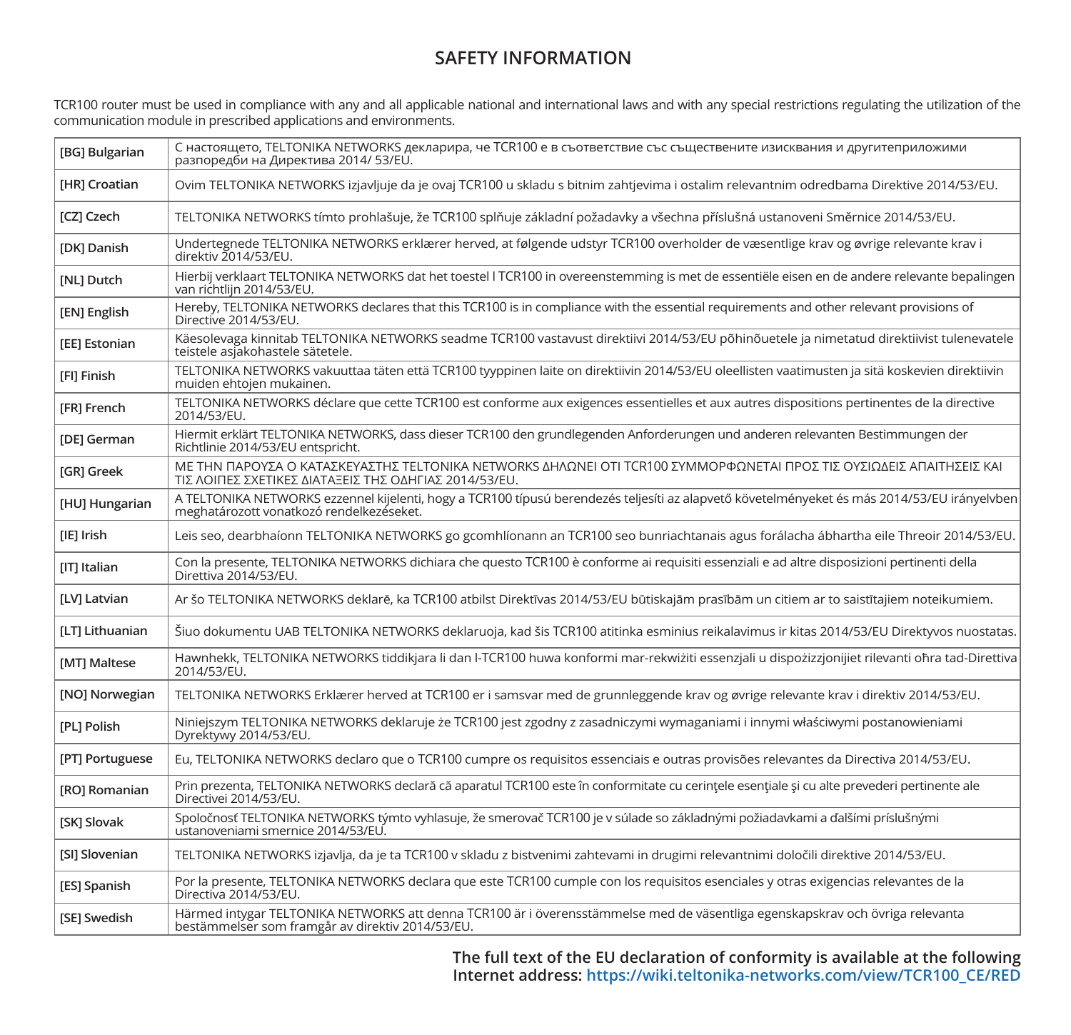# SAFETY INFORMATION

TCR100 router must be used in compliance with any and all applicable national and international laws and with any special restrictions regulating the utilization of the communication module in prescribed applications and environments.

| | |
|---|---|
| **[BG] Bulgarian** | С настоящето, TELTONIKA NETWORKS декларира, че TCR100 е в съответствие със съществените изисквания и другитеприложими разпоредби на Директива 2014/ 53/EU. |
| **[HR] Croatian** | Ovim TELTONIKA NETWORKS izjavljuje da je ovaj TCR100 u skladu s bitnim zahtjevima i ostalim relevantnim odredbama Direktive 2014/53/EU. |
| **[CZ] Czech** | TELTONIKA NETWORKS tímto prohlašuje, že TCR100 splňuje základní požadavky a všechna příslušná ustanoveni Směrnice 2014/53/EU. |
| **[DK] Danish** | Undertegnede TELTONIKA NETWORKS erklærer herved, at følgende udstyr TCR100 overholder de væsentlige krav og øvrige relevante krav i direktiv 2014/53/EU. |
| **[NL] Dutch** | Hierbij verklaart TELTONIKA NETWORKS dat het toestel l TCR100 in overeenstemming is met de essentiële eisen en de andere relevante bepalingen van richtlijn 2014/53/EU. |
| **[EN] English** | Hereby, TELTONIKA NETWORKS declares that this TCR100 is in compliance with the essential requirements and other relevant provisions of Directive 2014/53/EU. |
| **[EE] Estonian** | Käesolevaga kinnitab TELTONIKA NETWORKS seadme TCR100 vastavust direktiivi 2014/53/EU põhinõuetele ja nimetatud direktiivist tulenevatele teistele asjakohastele sätetele. |
| **[FI] Finish** | TELTONIKA NETWORKS vakuuttaa täten että TCR100 tyyppinen laite on direktiivin 2014/53/EU oleellisten vaatimusten ja sitä koskevien direktiivin muiden ehtojen mukainen. |
| **[FR] French** | TELTONIKA NETWORKS déclare que cette TCR100 est conforme aux exigences essentielles et aux autres dispositions pertinentes de la directive 2014/53/EU. |
| **[DE] German** | Hiermit erklärt TELTONIKA NETWORKS, dass dieser TCR100 den grundlegenden Anforderungen und anderen relevanten Bestimmungen der Richtlinie 2014/53/EU entspricht. |
| **[GR] Greek** | ΜΕ ΤΗΝ ΠΑΡΟΥΣΑ Ο ΚΑΤΑΣΚΕΥΑΣΤΗΣ TELTONIKA NETWORKS ΔΗΛΩΝΕΙ ΟΤΙ TCR100 ΣΥΜΜΟΡΦΩΝΕΤΑΙ ΠΡΟΣ ΤΙΣ ΟΥΣΙΩΔΕΙΣ ΑΠΑΙΤΗΣΕΙΣ ΚΑΙ ΤΙΣ ΛΟΙΠΕΣ ΣΧΕΤΙΚΕΣ ΔΙΑΤΑΞΕΙΣ ΤΗΣ ΟΔΗΓΙΑΣ 2014/53/EU. |
| **[HU] Hungarian** | A TELTONIKA NETWORKS ezzennel kijelenti, hogy a TCR100 típusú berendezés teljesíti az alapvető követelményeket és más 2014/53/EU irányelvben meghatározott vonatkozó rendelkezéseket. |
| **[IE] Irish** | Leis seo, dearbhaíonn TELTONIKA NETWORKS go gcomhlíonann an TCR100 seo bunriachtanais agus forálacha ábhartha eile Threoir 2014/53/EU. |
| **[IT] Italian** | Con la presente, TELTONIKA NETWORKS dichiara che questo TCR100 è conforme ai requisiti essenziali e ad altre disposizioni pertinenti della Direttiva 2014/53/EU. |
| **[LV] Latvian** | Ar šo TELTONIKA NETWORKS deklarē, ka TCR100 atbilst Direktīvas 2014/53/EU būtiskajām prasībām un citiem ar to saistītajiem noteikumiem. |
| **[LT] Lithuanian** | Šiuo dokumentu UAB TELTONIKA NETWORKS deklaruoja, kad šis TCR100 atitinka esminius reikalavimus ir kitas 2014/53/EU Direktyvos nuostatas. |
| **[MT] Maltese** | Hawnhekk, TELTONIKA NETWORKS tiddikjara li dan l-TCR100 huwa konformi mar-rekwiżiti essenzjali u dispożizzjonijiet rilevanti oħra tad-Direttiva 2014/53/EU. |
| **[NO] Norwegian** | TELTONIKA NETWORKS Erklærer herved at TCR100 er i samsvar med de grunnleggende krav og øvrige relevante krav i direktiv 2014/53/EU. |
| **[PL] Polish** | Niniejszym TELTONIKA NETWORKS deklaruje że TCR100 jest zgodny z zasadniczymi wymaganiami i innymi właściwymi postanowieniami Dyrektywy 2014/53/EU. |
| **[PT] Portuguese** | Eu, TELTONIKA NETWORKS declaro que o TCR100 cumpre os requisitos essenciais e outras provisões relevantes da Directiva 2014/53/EU. |
| **[RO] Romanian** | Prin prezenta, TELTONIKA NETWORKS declară că aparatul TCR100 este în conformitate cu cerinţele esenţiale şi cu alte prevederi pertinente ale Directivei 2014/53/EU. |
| **[SK] Slovak** | Spoločnosť TELTONIKA NETWORKS týmto vyhlasuje, že smerovač TCR100 je v súlade so základnými požiadavkami a ďalšími príslušnými ustanoveniami smernice 2014/53/EU. |
| **[SI] Slovenian** | TELTONIKA NETWORKS izjavlja, da je ta TCR100 v skladu z bistvenimi zahtevami in drugimi relevantnimi določili direktive 2014/53/EU. |
| **[ES] Spanish** | Por la presente, TELTONIKA NETWORKS declara que este TCR100 cumple con los requisitos esenciales y otras exigencias relevantes de la Directiva 2014/53/EU. |
| **[SE] Swedish** | Härmed intygar TELTONIKA NETWORKS att denna TCR100 är i överensstämmelse med de väsentliga egenskapskrav och övriga relevanta bestämmelser som framgår av direktiv 2014/53/EU. |

**The full text of the EU declaration of conformity is available at the following Internet address: https://wiki.teltonika-networks.com/view/TCR100_CE/RED**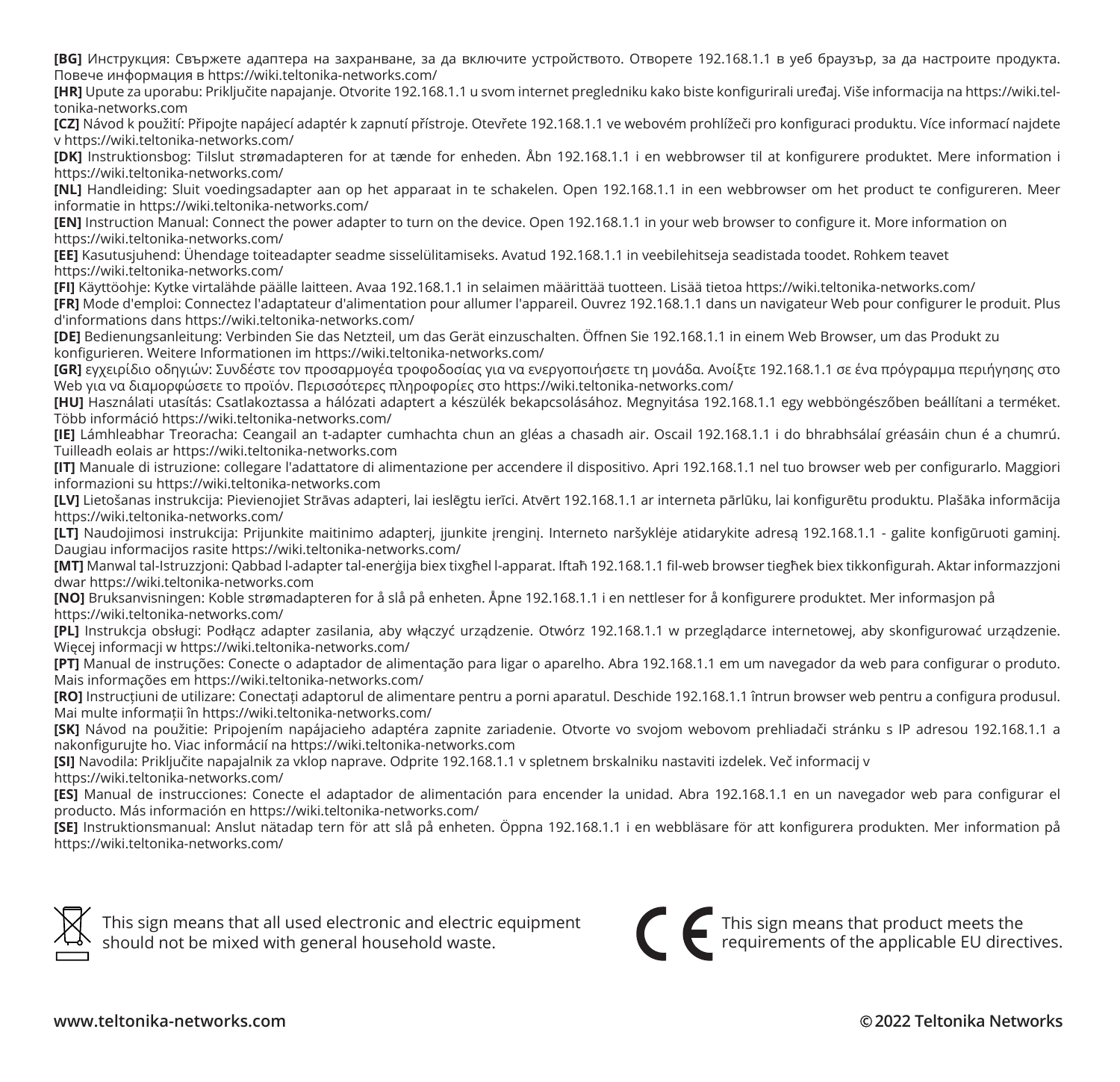**[BG]** Инструкция: Свържете адаптера на захранване, за да включите устройството. Отворете 192.168.1.1 в уеб браузър, за да настроите продукта. Повече информация в https://wiki.teltonika-networks.com/

**[HR]** Upute za uporabu: Priključite napajanje. Otvorite 192.168.1.1 u svom internet pregledniku kako biste konfigurirali uređaj. Više informacija na https://wiki.teltonika-networks.com

**[CZ]** Návod k použití: Připojte napájecí adaptér k zapnutí přístroje. Otevřete 192.168.1.1 ve webovém prohlížeči pro konfiguraci produktu. Více informací najdete v https://wiki.teltonika-networks.com/

**[DK]** Instruktionsbog: Tilslut strømadapteren for at tænde for enheden. Åbn 192.168.1.1 i en webbrowser til at konfigurere produktet. Mere information i https://wiki.teltonika-networks.com/

**[NL]** Handleiding: Sluit voedingsadapter aan op het apparaat in te schakelen. Open 192.168.1.1 in een webbrowser om het product te configureren. Meer informatie in https://wiki.teltonika-networks.com/

**[EN]** Instruction Manual: Connect the power adapter to turn on the device. Open 192.168.1.1 in your web browser to configure it. More information on https://wiki.teltonika-networks.com/

**[EE]** Kasutusjuhend: Ühendage toiteadapter seadme sisselülitamiseks. Avatud 192.168.1.1 in veebilehitseja seadistada toodet. Rohkem teavet https://wiki.teltonika-networks.com/

**[FI]** Käyttöohje: Kytke virtalähde päälle laitteen. Avaa 192.168.1.1 in selaimen määrittää tuotteen. Lisää tietoa https://wiki.teltonika-networks.com/

**[FR]** Mode d'emploi: Connectez l'adaptateur d'alimentation pour allumer l'appareil. Ouvrez 192.168.1.1 dans un navigateur Web pour configurer le produit. Plus d'informations dans https://wiki.teltonika-networks.com/

**[DE]** Bedienungsanleitung: Verbinden Sie das Netzteil, um das Gerät einzuschalten. Öffnen Sie 192.168.1.1 in einem Web Browser, um das Produkt zu konfigurieren. Weitere Informationen im https://wiki.teltonika-networks.com/

**[GR]** εγχειρίδιο οδηγιών: Συνδέστε τον προσαρμογέα τροφοδοσίας για να ενεργοποιήσετε τη μονάδα. Ανοίξτε 192.168.1.1 σε ένα πρόγραμμα περιήγησης στο Web για να διαμορφώσετε το προϊόν. Περισσότερες πληροφορίες στο https://wiki.teltonika-networks.com/

**[HU]** Használati utasítás: Csatlakoztassa a hálózati adaptert a készülék bekapcsolásához. Megnyitása 192.168.1.1 egy webböngészőben beállítani a terméket. Több információ https://wiki.teltonika-networks.com/

**[IE]** Lámhleabhar Treoracha: Ceangail an t-adapter cumhachta chun an gléas a chasadh air. Oscail 192.168.1.1 i do bhrabhsálaí gréasáin chun é a chumrú. Tuilleadh eolais ar https://wiki.teltonika-networks.com

**[IT]** Manuale di istruzione: collegare l'adattatore di alimentazione per accendere il dispositivo. Apri 192.168.1.1 nel tuo browser web per configurarlo. Maggiori informazioni su https://wiki.teltonika-networks.com

**[LV]** Lietošanas instrukcija: Pievienojiet Strāvas adapteri, lai ieslēgtu ierīci. Atvērt 192.168.1.1 ar interneta pārlūku, lai konfigurētu produktu. Plašāka informācija https://wiki.teltonika-networks.com/

**[LT]** Naudojimosi instrukcija: Prijunkite maitinimo adapterį, įjunkite įrenginį. Interneto naršyklėje atidarykite adresą 192.168.1.1 - galite konfigūruoti gaminį. Daugiau informacijos rasite https://wiki.teltonika-networks.com/

**[MT]** Manwal tal-Istruzzjoni: Qabbad l-adapter tal-enerġija biex tixgħel l-apparat. Iftaħ 192.168.1.1 fil-web browser tiegħek biex tikkonfigurah. Aktar informazzjoni dwar https://wiki.teltonika-networks.com

**[NO]** Bruksanvisningen: Koble strømadapteren for å slå på enheten. Åpne 192.168.1.1 i en nettleser for å konfigurere produktet. Mer informasjon på https://wiki.teltonika-networks.com/

**[PL]** Instrukcja obsługi: Podłącz adapter zasilania, aby włączyć urządzenie. Otwórz 192.168.1.1 w przeglądarce internetowej, aby skonfigurować urządzenie. Więcej informacji w https://wiki.teltonika-networks.com/

**[PT]** Manual de instruções: Conecte o adaptador de alimentação para ligar o aparelho. Abra 192.168.1.1 em um navegador da web para configurar o produto. Mais informações em https://wiki.teltonika-networks.com/

**[RO]** Instrucțiuni de utilizare: Conectați adaptorul de alimentare pentru a porni aparatul. Deschide 192.168.1.1 întrun browser web pentru a configura produsul. Mai multe informații în https://wiki.teltonika-networks.com/

**[SK]** Návod na použitie: Pripojením napájacieho adaptéra zapnite zariadenie. Otvorte vo svojom webovom prehliadači stránku s IP adresou 192.168.1.1 a nakonfigurujte ho. Viac informácií na https://wiki.teltonika-networks.com

**[SI]** Navodila: Priključite napajalnik za vklop naprave. Odprite 192.168.1.1 v spletnem brskalniku nastaviti izdelek. Več informacij v https://wiki.teltonika-networks.com/

**[ES]** Manual de instrucciones: Conecte el adaptador de alimentación para encender la unidad. Abra 192.168.1.1 en un navegador web para configurar el producto. Más información en https://wiki.teltonika-networks.com/

**[SE]** Instruktionsmanual: Anslut nätadap tern för att slå på enheten. Öppna 192.168.1.1 i en webbläsare för att konfigurera produkten. Mer information på https://wiki.teltonika-networks.com/

This sign means that all used electronic and electric equipment should not be mixed with general household waste.

This sign means that product meets the requirements of the applicable EU directives.

**www.teltonika-networks.com**

**© 2022 Teltonika Networks**